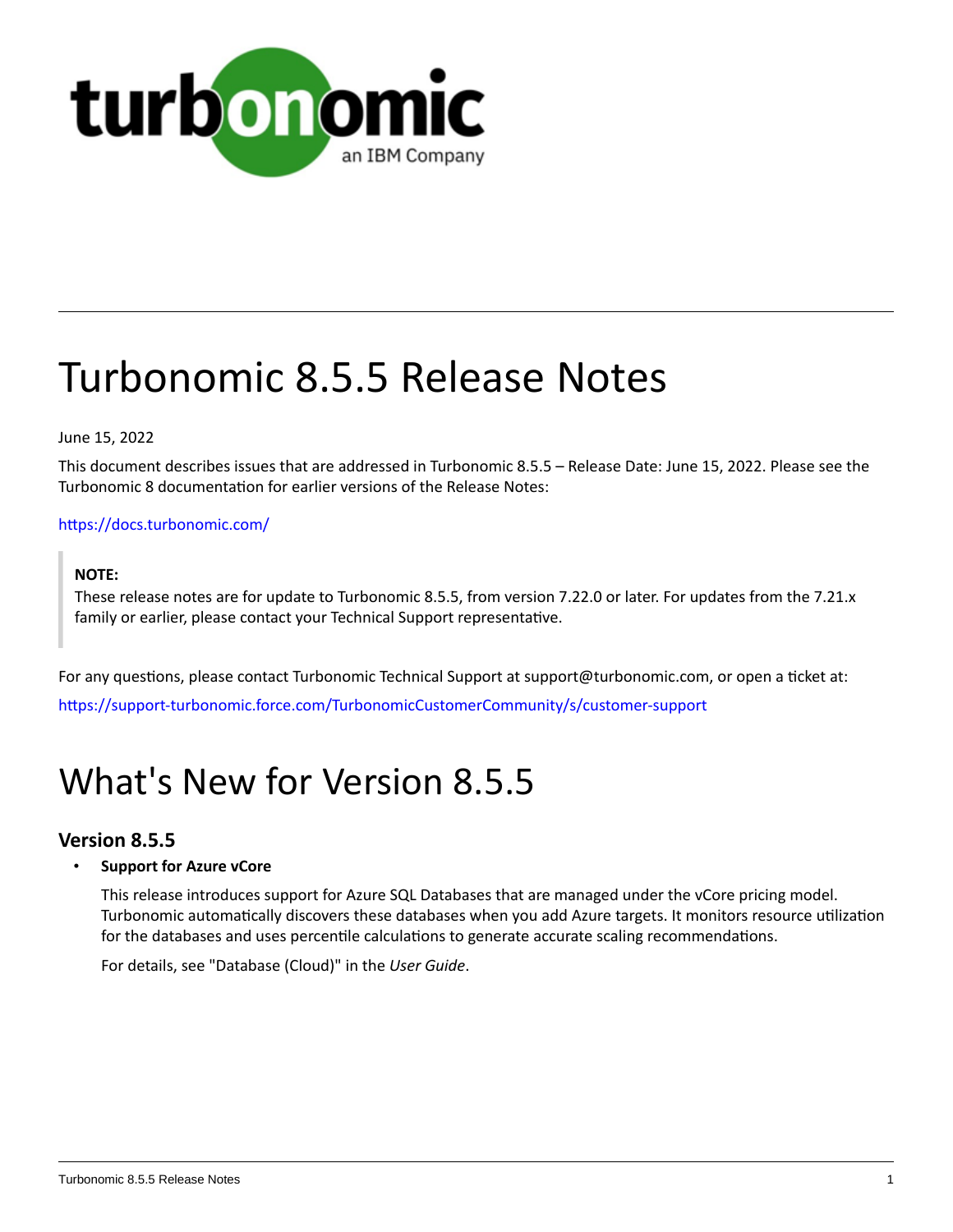# Turbonomic 8.5.5 Release Notes

June 15, 2022

This document describes issues that are addressed in Turbonomic 8.5.5 – Release Date: June 15, 2022. Please see the Turbonomic 8 documentation for earlier versions of the Release Notes:

https://docs.turbonomic.com/

> **NOTE:**
> These release notes are for update to Turbonomic 8.5.5, from version 7.22.0 or later. For updates from the 7.21.x family or earlier, please contact your Technical Support representative.

For any questions, please contact Turbonomic Technical Support at support@turbonomic.com, or open a ticket at:

https://support-turbonomic.force.com/TurbonomicCustomerCommunity/s/customer-support

# What's New for Version 8.5.5

## Version 8.5.5

- **Support for Azure vCore**

  This release introduces support for Azure SQL Databases that are managed under the vCore pricing model. Turbonomic automatically discovers these databases when you add Azure targets. It monitors resource utilization for the databases and uses percentile calculations to generate accurate scaling recommendations.

  For details, see "Database (Cloud)" in the *User Guide*.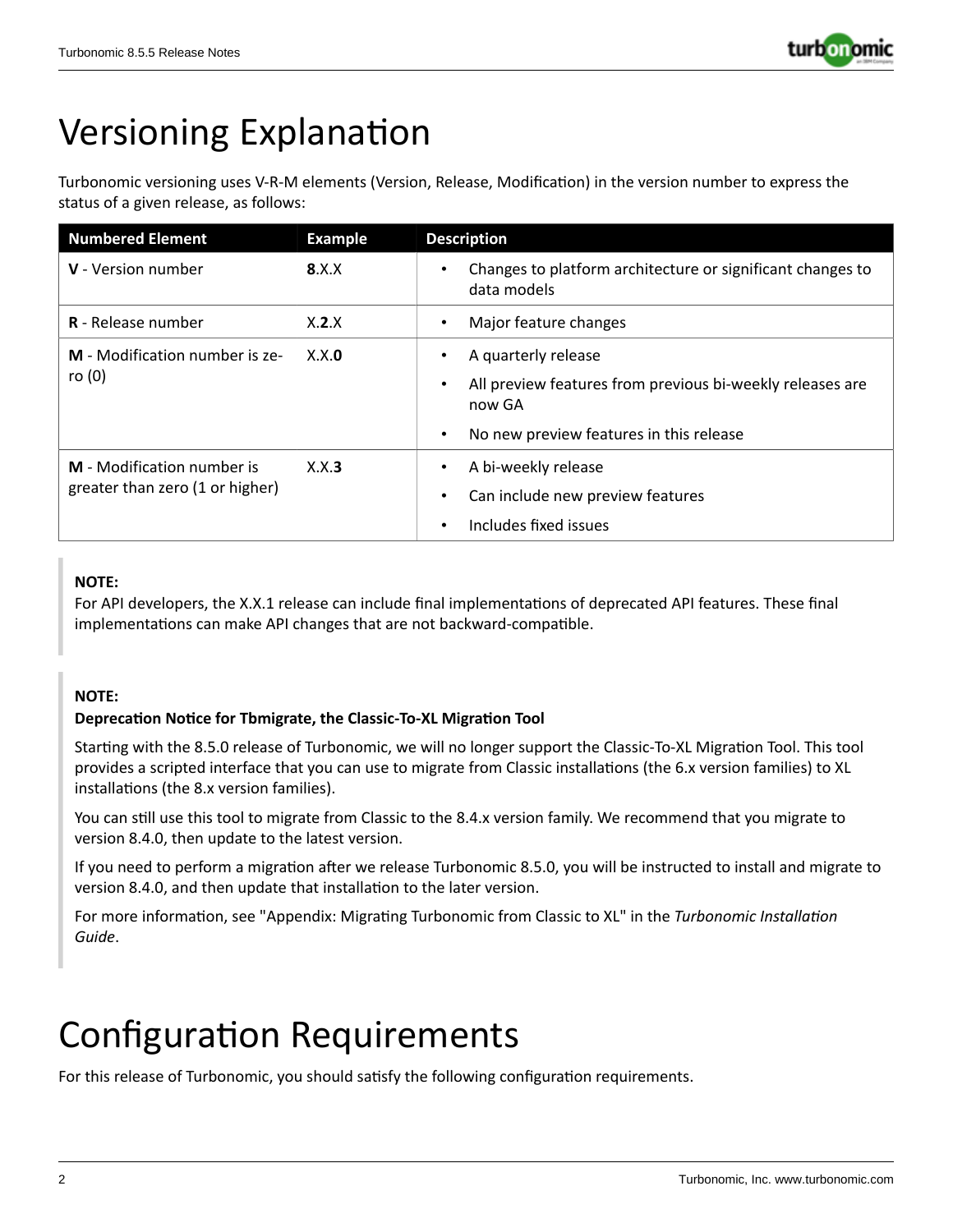# Versioning Explanation

Turbonomic versioning uses V-R-M elements (Version, Release, Modification) in the version number to express the status of a given release, as follows:

| Numbered Element | Example | Description |
| --- | --- | --- |
| **V** - Version number | **8**.X.X | • Changes to platform architecture or significant changes to data models |
| **R** - Release number | X.**2**.X | • Major feature changes |
| **M** - Modification number is zero (0) | X.X.**0** | • A quarterly release<br>• All preview features from previous bi-weekly releases are now GA<br>• No new preview features in this release |
| **M** - Modification number is greater than zero (1 or higher) | X.X.**3** | • A bi-weekly release<br>• Can include new preview features<br>• Includes fixed issues |

> **NOTE:**
> For API developers, the X.X.1 release can include final implementations of deprecated API features. These final implementations can make API changes that are not backward-compatible.

> **NOTE:**
> **Deprecation Notice for Tbmigrate, the Classic-To-XL Migration Tool**
>
> Starting with the 8.5.0 release of Turbonomic, we will no longer support the Classic-To-XL Migration Tool. This tool provides a scripted interface that you can use to migrate from Classic installations (the 6.x version families) to XL installations (the 8.x version families).
>
> You can still use this tool to migrate from Classic to the 8.4.x version family. We recommend that you migrate to version 8.4.0, then update to the latest version.
>
> If you need to perform a migration after we release Turbonomic 8.5.0, you will be instructed to install and migrate to version 8.4.0, and then update that installation to the later version.
>
> For more information, see "Appendix: Migrating Turbonomic from Classic to XL" in the *Turbonomic Installation Guide*.

# Configuration Requirements

For this release of Turbonomic, you should satisfy the following configuration requirements.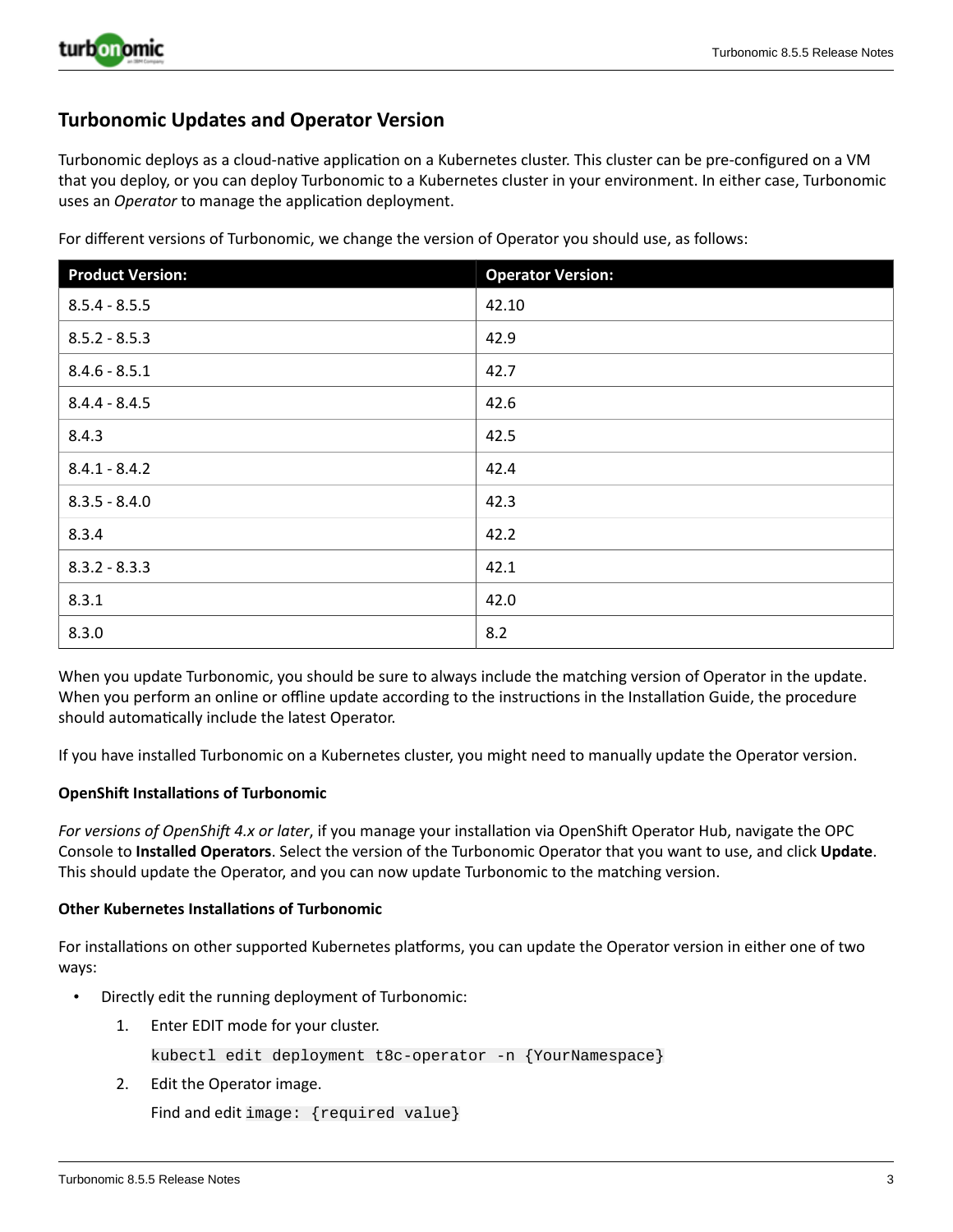## Turbonomic Updates and Operator Version

Turbonomic deploys as a cloud-native application on a Kubernetes cluster. This cluster can be pre-configured on a VM that you deploy, or you can deploy Turbonomic to a Kubernetes cluster in your environment. In either case, Turbonomic uses an *Operator* to manage the application deployment.

For different versions of Turbonomic, we change the version of Operator you should use, as follows:

| Product Version: | Operator Version: |
|---|---|
| 8.5.4 - 8.5.5 | 42.10 |
| 8.5.2 - 8.5.3 | 42.9 |
| 8.4.6 - 8.5.1 | 42.7 |
| 8.4.4 - 8.4.5 | 42.6 |
| 8.4.3 | 42.5 |
| 8.4.1 - 8.4.2 | 42.4 |
| 8.3.5 - 8.4.0 | 42.3 |
| 8.3.4 | 42.2 |
| 8.3.2 - 8.3.3 | 42.1 |
| 8.3.1 | 42.0 |
| 8.3.0 | 8.2 |

When you update Turbonomic, you should be sure to always include the matching version of Operator in the update. When you perform an online or offline update according to the instructions in the Installation Guide, the procedure should automatically include the latest Operator.

If you have installed Turbonomic on a Kubernetes cluster, you might need to manually update the Operator version.

**OpenShift Installations of Turbonomic**

*For versions of OpenShift 4.x or later*, if you manage your installation via OpenShift Operator Hub, navigate the OPC Console to **Installed Operators**. Select the version of the Turbonomic Operator that you want to use, and click **Update**. This should update the Operator, and you can now update Turbonomic to the matching version.

**Other Kubernetes Installations of Turbonomic**

For installations on other supported Kubernetes platforms, you can update the Operator version in either one of two ways:

- Directly edit the running deployment of Turbonomic:
  1. Enter EDIT mode for your cluster.

     `kubectl edit deployment t8c-operator -n {YourNamespace}`
  2. Edit the Operator image.

     Find and edit `image: {required value}`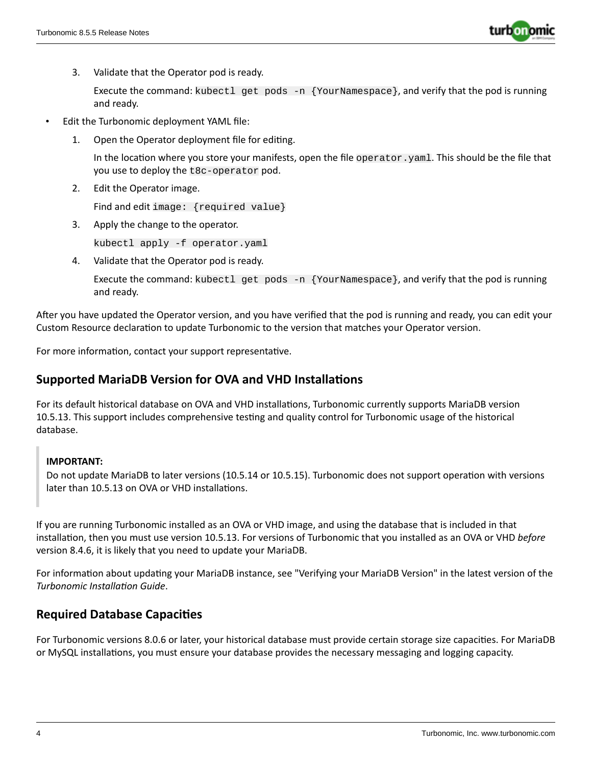3. Validate that the Operator pod is ready.

   Execute the command: `kubectl get pods -n {YourNamespace}`, and verify that the pod is running and ready.

- Edit the Turbonomic deployment YAML file:
  1. Open the Operator deployment file for editing.

     In the location where you store your manifests, open the file `operator.yaml`. This should be the file that you use to deploy the `t8c-operator` pod.
  2. Edit the Operator image.

     Find and edit `image: {required value}`
  3. Apply the change to the operator.

     ```
     kubectl apply -f operator.yaml
     ```
  4. Validate that the Operator pod is ready.

     Execute the command: `kubectl get pods -n {YourNamespace}`, and verify that the pod is running and ready.

After you have updated the Operator version, and you have verified that the pod is running and ready, you can edit your Custom Resource declaration to update Turbonomic to the version that matches your Operator version.

For more information, contact your support representative.

## Supported MariaDB Version for OVA and VHD Installations

For its default historical database on OVA and VHD installations, Turbonomic currently supports MariaDB version 10.5.13. This support includes comprehensive testing and quality control for Turbonomic usage of the historical database.

> **IMPORTANT:**
> Do not update MariaDB to later versions (10.5.14 or 10.5.15). Turbonomic does not support operation with versions later than 10.5.13 on OVA or VHD installations.

If you are running Turbonomic installed as an OVA or VHD image, and using the database that is included in that installation, then you must use version 10.5.13. For versions of Turbonomic that you installed as an OVA or VHD *before* version 8.4.6, it is likely that you need to update your MariaDB.

For information about updating your MariaDB instance, see "Verifying your MariaDB Version" in the latest version of the *Turbonomic Installation Guide*.

## Required Database Capacities

For Turbonomic versions 8.0.6 or later, your historical database must provide certain storage size capacities. For MariaDB or MySQL installations, you must ensure your database provides the necessary messaging and logging capacity.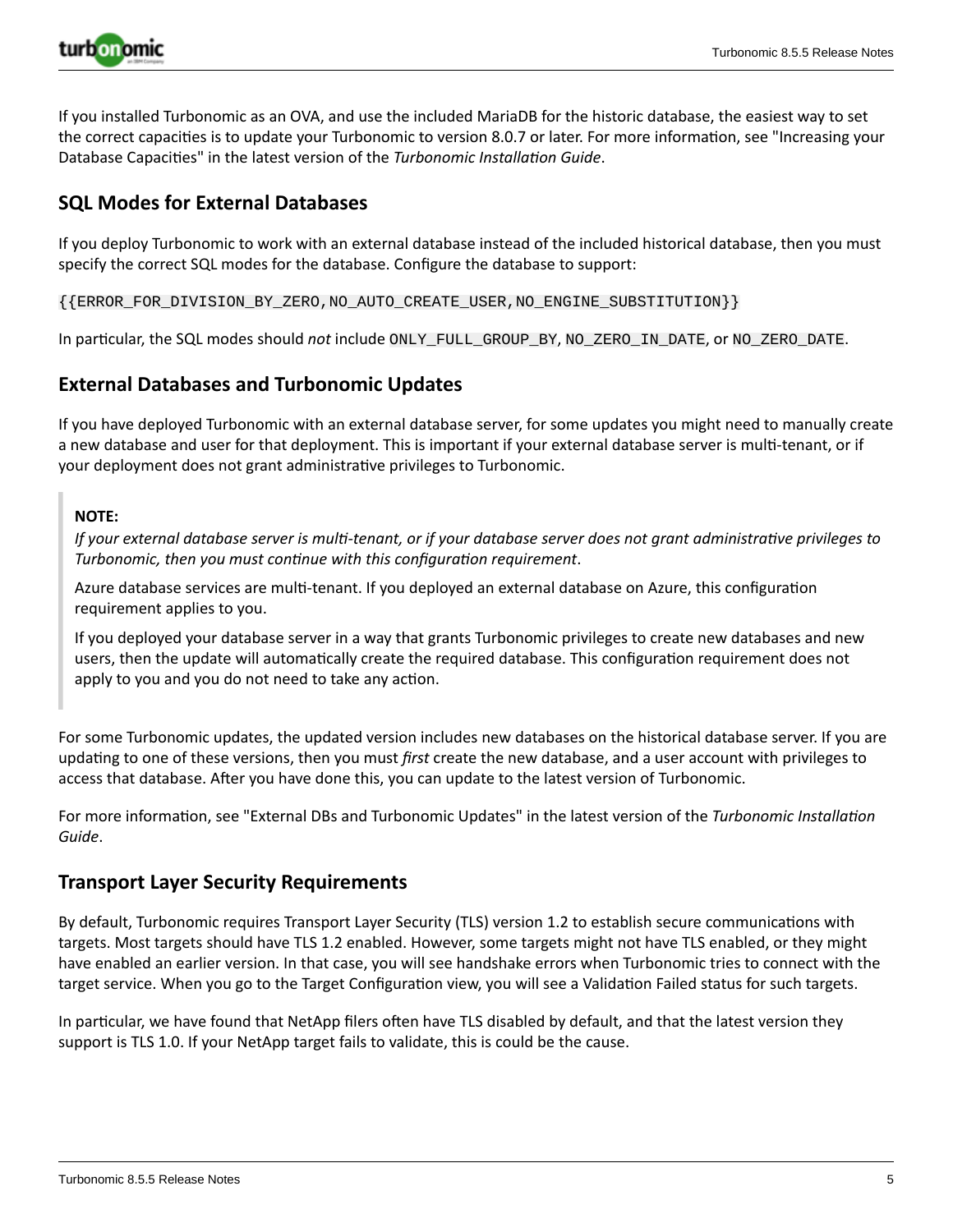If you installed Turbonomic as an OVA, and use the included MariaDB for the historic database, the easiest way to set the correct capacities is to update your Turbonomic to version 8.0.7 or later. For more information, see "Increasing your Database Capacities" in the latest version of the *Turbonomic Installation Guide*.

## SQL Modes for External Databases

If you deploy Turbonomic to work with an external database instead of the included historical database, then you must specify the correct SQL modes for the database. Configure the database to support:

```
{{ERROR_FOR_DIVISION_BY_ZERO,NO_AUTO_CREATE_USER,NO_ENGINE_SUBSTITUTION}}
```

In particular, the SQL modes should *not* include `ONLY_FULL_GROUP_BY`, `NO_ZERO_IN_DATE`, or `NO_ZERO_DATE`.

## External Databases and Turbonomic Updates

If you have deployed Turbonomic with an external database server, for some updates you might need to manually create a new database and user for that deployment. This is important if your external database server is multi-tenant, or if your deployment does not grant administrative privileges to Turbonomic.

> **NOTE:**
> *If your external database server is multi-tenant, or if your database server does not grant administrative privileges to Turbonomic, then you must continue with this configuration requirement*.
>
> Azure database services are multi-tenant. If you deployed an external database on Azure, this configuration requirement applies to you.
>
> If you deployed your database server in a way that grants Turbonomic privileges to create new databases and new users, then the update will automatically create the required database. This configuration requirement does not apply to you and you do not need to take any action.

For some Turbonomic updates, the updated version includes new databases on the historical database server. If you are updating to one of these versions, then you must *first* create the new database, and a user account with privileges to access that database. After you have done this, you can update to the latest version of Turbonomic.

For more information, see "External DBs and Turbonomic Updates" in the latest version of the *Turbonomic Installation Guide*.

## Transport Layer Security Requirements

By default, Turbonomic requires Transport Layer Security (TLS) version 1.2 to establish secure communications with targets. Most targets should have TLS 1.2 enabled. However, some targets might not have TLS enabled, or they might have enabled an earlier version. In that case, you will see handshake errors when Turbonomic tries to connect with the target service. When you go to the Target Configuration view, you will see a Validation Failed status for such targets.

In particular, we have found that NetApp filers often have TLS disabled by default, and that the latest version they support is TLS 1.0. If your NetApp target fails to validate, this is could be the cause.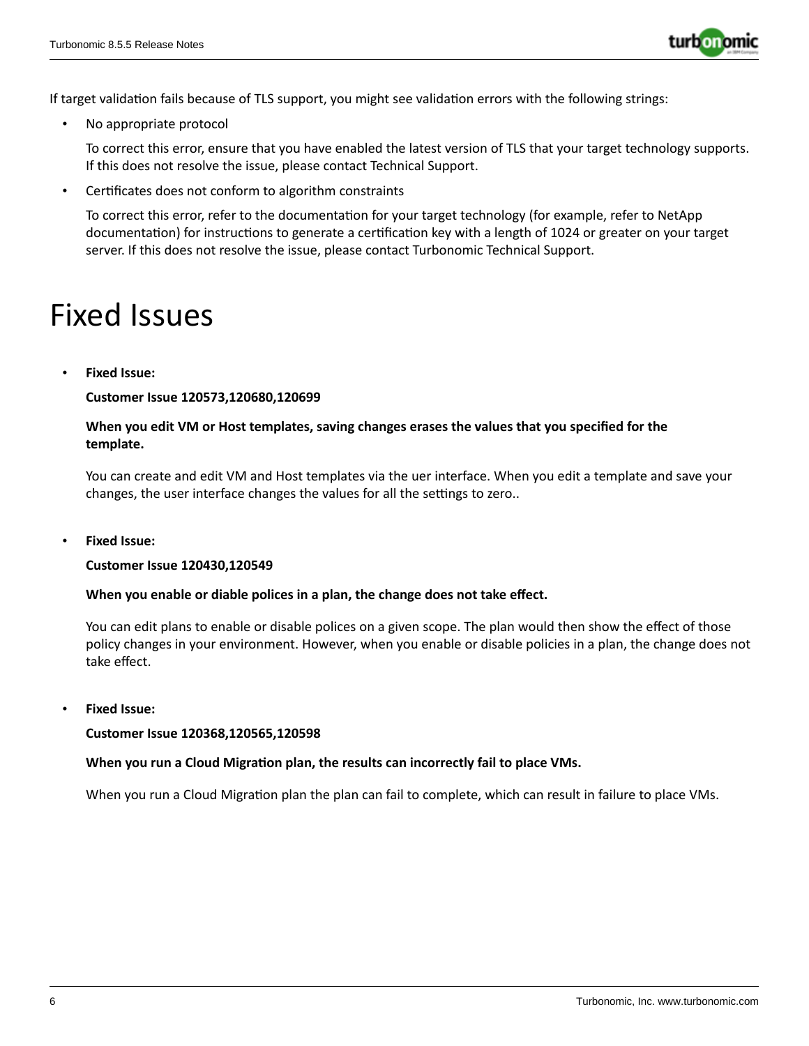If target validation fails because of TLS support, you might see validation errors with the following strings:

- No appropriate protocol

  To correct this error, ensure that you have enabled the latest version of TLS that your target technology supports. If this does not resolve the issue, please contact Technical Support.

- Certificates does not conform to algorithm constraints

  To correct this error, refer to the documentation for your target technology (for example, refer to NetApp documentation) for instructions to generate a certification key with a length of 1024 or greater on your target server. If this does not resolve the issue, please contact Turbonomic Technical Support.

# Fixed Issues

- **Fixed Issue:**

  **Customer Issue 120573,120680,120699**

  **When you edit VM or Host templates, saving changes erases the values that you specified for the template.**

  You can create and edit VM and Host templates via the uer interface. When you edit a template and save your changes, the user interface changes the values for all the settings to zero..

- **Fixed Issue:**

  **Customer Issue 120430,120549**

  **When you enable or diable polices in a plan, the change does not take effect.**

  You can edit plans to enable or disable polices on a given scope. The plan would then show the effect of those policy changes in your environment. However, when you enable or disable policies in a plan, the change does not take effect.

- **Fixed Issue:**

  **Customer Issue 120368,120565,120598**

  **When you run a Cloud Migration plan, the results can incorrectly fail to place VMs.**

  When you run a Cloud Migration plan the plan can fail to complete, which can result in failure to place VMs.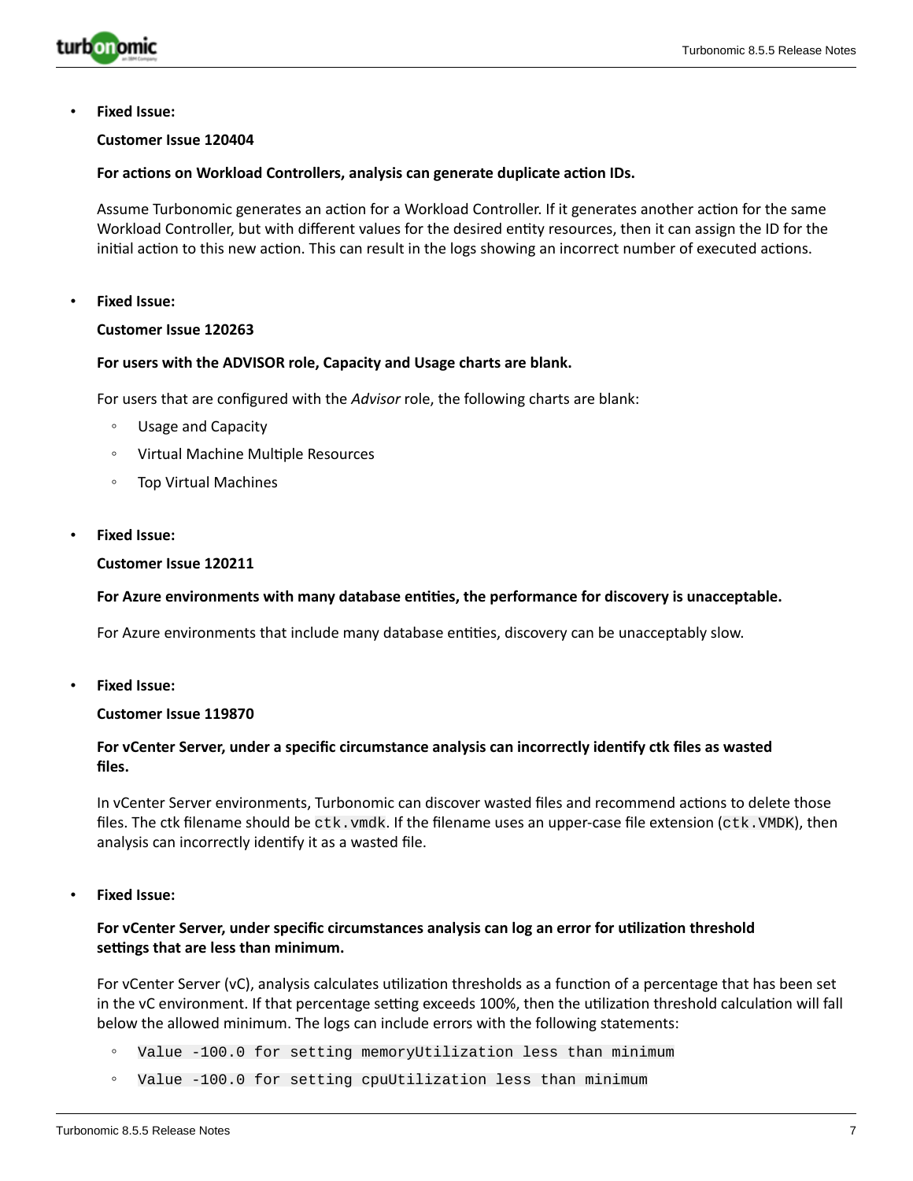- **Fixed Issue:**

  **Customer Issue 120404**

  **For actions on Workload Controllers, analysis can generate duplicate action IDs.**

  Assume Turbonomic generates an action for a Workload Controller. If it generates another action for the same Workload Controller, but with different values for the desired entity resources, then it can assign the ID for the initial action to this new action. This can result in the logs showing an incorrect number of executed actions.

- **Fixed Issue:**

  **Customer Issue 120263**

  **For users with the ADVISOR role, Capacity and Usage charts are blank.**

  For users that are configured with the *Advisor* role, the following charts are blank:

  - Usage and Capacity
  - Virtual Machine Multiple Resources
  - Top Virtual Machines

- **Fixed Issue:**

  **Customer Issue 120211**

  **For Azure environments with many database entities, the performance for discovery is unacceptable.**

  For Azure environments that include many database entities, discovery can be unacceptably slow.

- **Fixed Issue:**

  **Customer Issue 119870**

  **For vCenter Server, under a specific circumstance analysis can incorrectly identify ctk files as wasted files.**

  In vCenter Server environments, Turbonomic can discover wasted files and recommend actions to delete those files. The ctk filename should be `ctk.vmdk`. If the filename uses an upper-case file extension (`ctk.VMDK`), then analysis can incorrectly identify it as a wasted file.

- **Fixed Issue:**

  **For vCenter Server, under specific circumstances analysis can log an error for utilization threshold settings that are less than minimum.**

  For vCenter Server (vC), analysis calculates utilization thresholds as a function of a percentage that has been set in the vC environment. If that percentage setting exceeds 100%, then the utilization threshold calculation will fall below the allowed minimum. The logs can include errors with the following statements:

  - `Value -100.0 for setting memoryUtilization less than minimum`
  - `Value -100.0 for setting cpuUtilization less than minimum`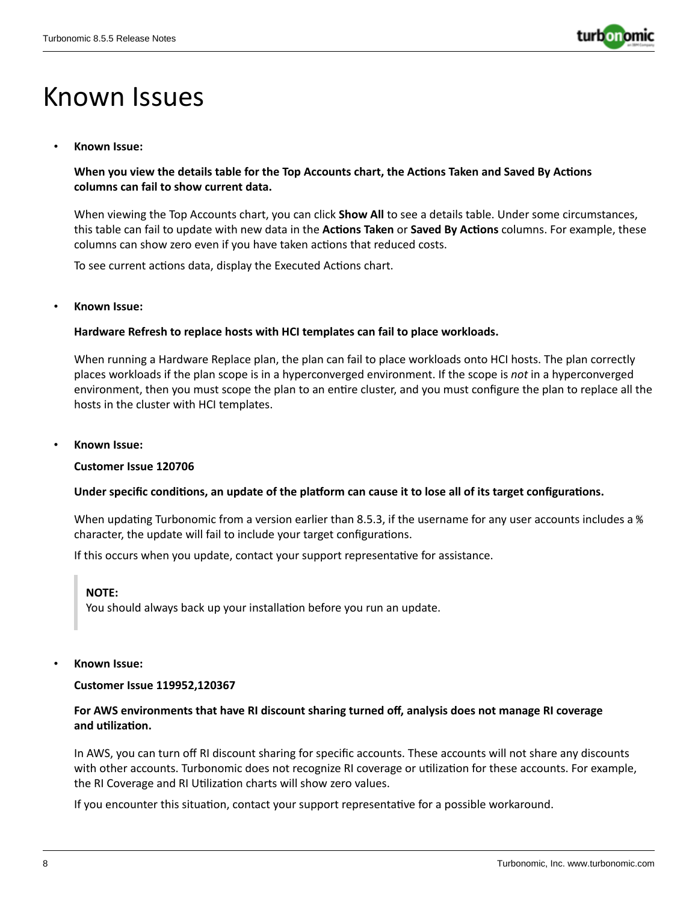# Known Issues

- **Known Issue:**

  **When you view the details table for the Top Accounts chart, the Actions Taken and Saved By Actions columns can fail to show current data.**

  When viewing the Top Accounts chart, you can click **Show All** to see a details table. Under some circumstances, this table can fail to update with new data in the **Actions Taken** or **Saved By Actions** columns. For example, these columns can show zero even if you have taken actions that reduced costs.

  To see current actions data, display the Executed Actions chart.

- **Known Issue:**

  **Hardware Refresh to replace hosts with HCI templates can fail to place workloads.**

  When running a Hardware Replace plan, the plan can fail to place workloads onto HCI hosts. The plan correctly places workloads if the plan scope is in a hyperconverged environment. If the scope is *not* in a hyperconverged environment, then you must scope the plan to an entire cluster, and you must configure the plan to replace all the hosts in the cluster with HCI templates.

- **Known Issue:**

  **Customer Issue 120706**

  **Under specific conditions, an update of the platform can cause it to lose all of its target configurations.**

  When updating Turbonomic from a version earlier than 8.5.3, if the username for any user accounts includes a `%` character, the update will fail to include your target configurations.

  If this occurs when you update, contact your support representative for assistance.

  > **NOTE:**
  > You should always back up your installation before you run an update.

- **Known Issue:**

  **Customer Issue 119952,120367**

  **For AWS environments that have RI discount sharing turned off, analysis does not manage RI coverage and utilization.**

  In AWS, you can turn off RI discount sharing for specific accounts. These accounts will not share any discounts with other accounts. Turbonomic does not recognize RI coverage or utilization for these accounts. For example, the RI Coverage and RI Utilization charts will show zero values.

  If you encounter this situation, contact your support representative for a possible workaround.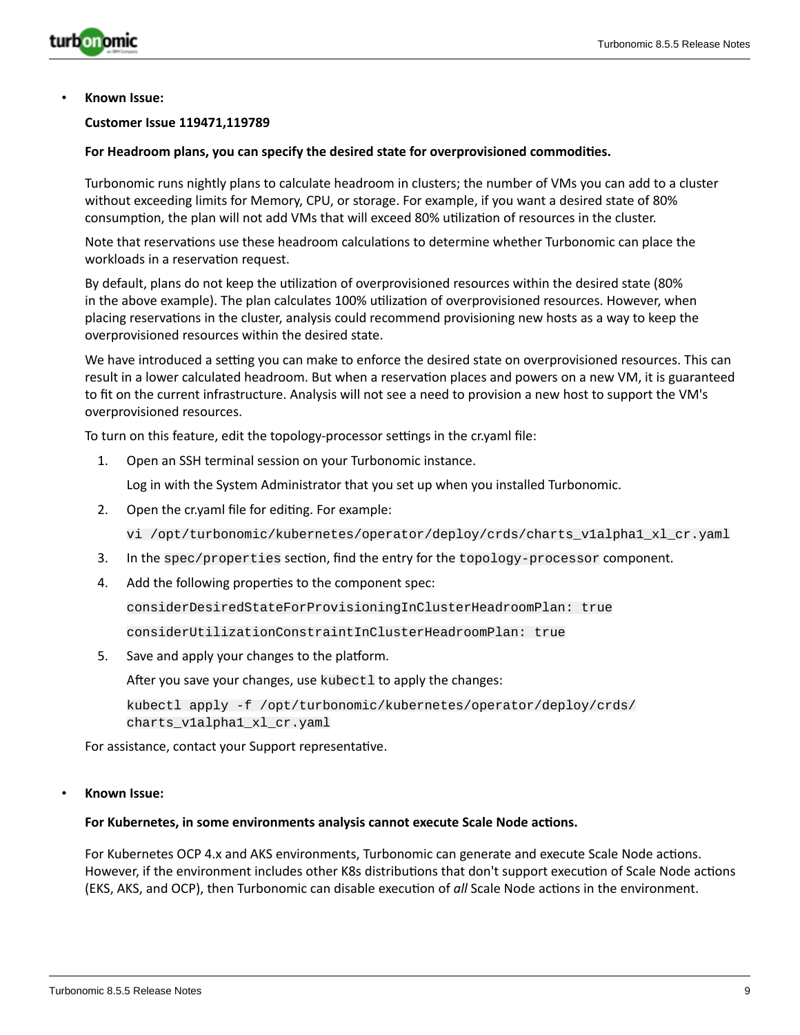- **Known Issue:**

  **Customer Issue 119471,119789**

  **For Headroom plans, you can specify the desired state for overprovisioned commodities.**

  Turbonomic runs nightly plans to calculate headroom in clusters; the number of VMs you can add to a cluster without exceeding limits for Memory, CPU, or storage. For example, if you want a desired state of 80% consumption, the plan will not add VMs that will exceed 80% utilization of resources in the cluster.

  Note that reservations use these headroom calculations to determine whether Turbonomic can place the workloads in a reservation request.

  By default, plans do not keep the utilization of overprovisioned resources within the desired state (80% in the above example). The plan calculates 100% utilization of overprovisioned resources. However, when placing reservations in the cluster, analysis could recommend provisioning new hosts as a way to keep the overprovisioned resources within the desired state.

  We have introduced a setting you can make to enforce the desired state on overprovisioned resources. This can result in a lower calculated headroom. But when a reservation places and powers on a new VM, it is guaranteed to fit on the current infrastructure. Analysis will not see a need to provision a new host to support the VM's overprovisioned resources.

  To turn on this feature, edit the topology-processor settings in the cr.yaml file:

  1. Open an SSH terminal session on your Turbonomic instance.

     Log in with the System Administrator that you set up when you installed Turbonomic.

  2. Open the cr.yaml file for editing. For example:

     ```
     vi /opt/turbonomic/kubernetes/operator/deploy/crds/charts_v1alpha1_xl_cr.yaml
     ```

  3. In the `spec/properties` section, find the entry for the `topology-processor` component.

  4. Add the following properties to the component spec:

     ```
     considerDesiredStateForProvisioningInClusterHeadroomPlan: true
     ```

     ```
     considerUtilizationConstraintInClusterHeadroomPlan: true
     ```

  5. Save and apply your changes to the platform.

     After you save your changes, use `kubectl` to apply the changes:

     ```
     kubectl apply -f /opt/turbonomic/kubernetes/operator/deploy/crds/
     charts_v1alpha1_xl_cr.yaml
     ```

  For assistance, contact your Support representative.

- **Known Issue:**

  **For Kubernetes, in some environments analysis cannot execute Scale Node actions.**

  For Kubernetes OCP 4.x and AKS environments, Turbonomic can generate and execute Scale Node actions. However, if the environment includes other K8s distributions that don't support execution of Scale Node actions (EKS, AKS, and OCP), then Turbonomic can disable execution of *all* Scale Node actions in the environment.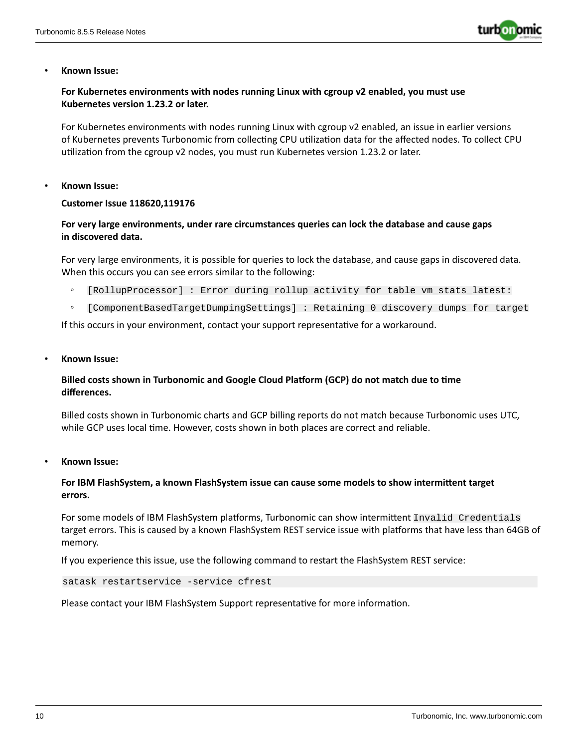- **Known Issue:**

  **For Kubernetes environments with nodes running Linux with cgroup v2 enabled, you must use Kubernetes version 1.23.2 or later.**

  For Kubernetes environments with nodes running Linux with cgroup v2 enabled, an issue in earlier versions of Kubernetes prevents Turbonomic from collecting CPU utilization data for the affected nodes. To collect CPU utilization from the cgroup v2 nodes, you must run Kubernetes version 1.23.2 or later.

- **Known Issue:**

  **Customer Issue 118620,119176**

  **For very large environments, under rare circumstances queries can lock the database and cause gaps in discovered data.**

  For very large environments, it is possible for queries to lock the database, and cause gaps in discovered data. When this occurs you can see errors similar to the following:

  - `[RollupProcessor] : Error during rollup activity for table vm_stats_latest:`
  - `[ComponentBasedTargetDumpingSettings] : Retaining 0 discovery dumps for target`

  If this occurs in your environment, contact your support representative for a workaround.

- **Known Issue:**

  **Billed costs shown in Turbonomic and Google Cloud Platform (GCP) do not match due to time differences.**

  Billed costs shown in Turbonomic charts and GCP billing reports do not match because Turbonomic uses UTC, while GCP uses local time. However, costs shown in both places are correct and reliable.

- **Known Issue:**

  **For IBM FlashSystem, a known FlashSystem issue can cause some models to show intermittent target errors.**

  For some models of IBM FlashSystem platforms, Turbonomic can show intermittent `Invalid Credentials` target errors. This is caused by a known FlashSystem REST service issue with platforms that have less than 64GB of memory.

  If you experience this issue, use the following command to restart the FlashSystem REST service:

  ```
  satask restartservice -service cfrest
  ```

  Please contact your IBM FlashSystem Support representative for more information.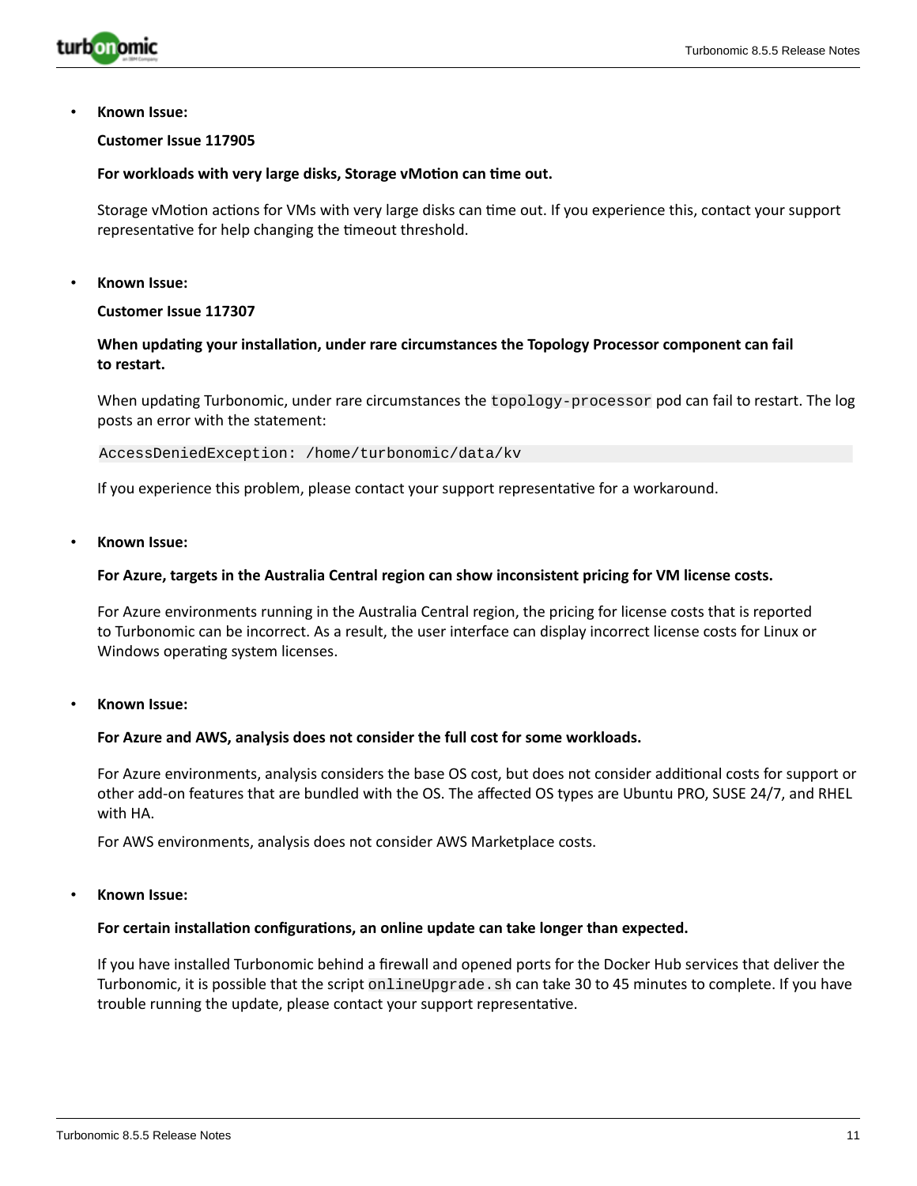- **Known Issue:**

  **Customer Issue 117905**

  **For workloads with very large disks, Storage vMotion can time out.**

  Storage vMotion actions for VMs with very large disks can time out. If you experience this, contact your support representative for help changing the timeout threshold.

- **Known Issue:**

  **Customer Issue 117307**

  **When updating your installation, under rare circumstances the Topology Processor component can fail to restart.**

  When updating Turbonomic, under rare circumstances the `topology-processor` pod can fail to restart. The log posts an error with the statement:

  ```
  AccessDeniedException: /home/turbonomic/data/kv
  ```

  If you experience this problem, please contact your support representative for a workaround.

- **Known Issue:**

  **For Azure, targets in the Australia Central region can show inconsistent pricing for VM license costs.**

  For Azure environments running in the Australia Central region, the pricing for license costs that is reported to Turbonomic can be incorrect. As a result, the user interface can display incorrect license costs for Linux or Windows operating system licenses.

- **Known Issue:**

  **For Azure and AWS, analysis does not consider the full cost for some workloads.**

  For Azure environments, analysis considers the base OS cost, but does not consider additional costs for support or other add-on features that are bundled with the OS. The affected OS types are Ubuntu PRO, SUSE 24/7, and RHEL with HA.

  For AWS environments, analysis does not consider AWS Marketplace costs.

- **Known Issue:**

  **For certain installation configurations, an online update can take longer than expected.**

  If you have installed Turbonomic behind a firewall and opened ports for the Docker Hub services that deliver the Turbonomic, it is possible that the script `onlineUpgrade.sh` can take 30 to 45 minutes to complete. If you have trouble running the update, please contact your support representative.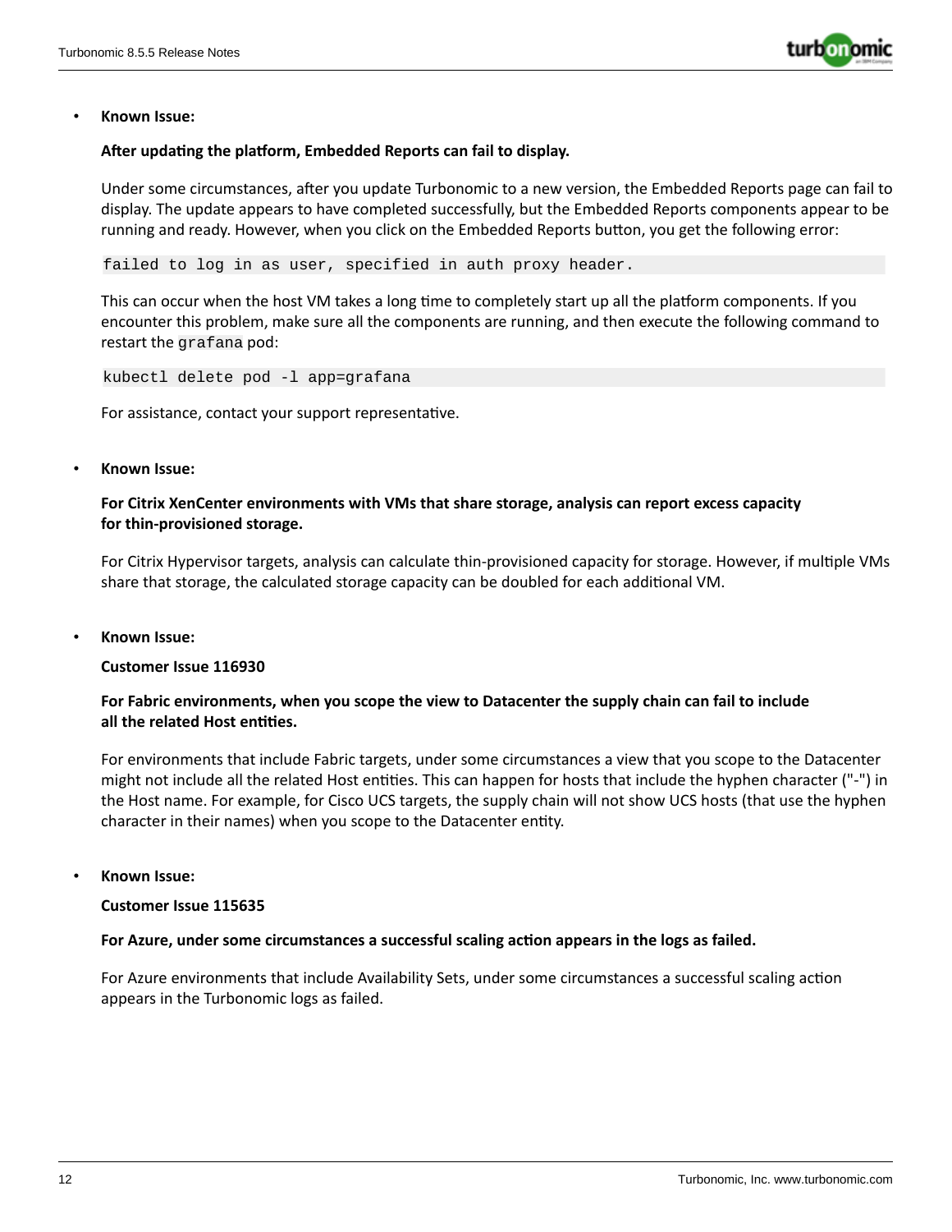- **Known Issue:**

  **After updating the platform, Embedded Reports can fail to display.**

  Under some circumstances, after you update Turbonomic to a new version, the Embedded Reports page can fail to display. The update appears to have completed successfully, but the Embedded Reports components appear to be running and ready. However, when you click on the Embedded Reports button, you get the following error:

  ```
  failed to log in as user, specified in auth proxy header.
  ```

  This can occur when the host VM takes a long time to completely start up all the platform components. If you encounter this problem, make sure all the components are running, and then execute the following command to restart the `grafana` pod:

  ```
  kubectl delete pod -l app=grafana
  ```

  For assistance, contact your support representative.

- **Known Issue:**

  **For Citrix XenCenter environments with VMs that share storage, analysis can report excess capacity for thin-provisioned storage.**

  For Citrix Hypervisor targets, analysis can calculate thin-provisioned capacity for storage. However, if multiple VMs share that storage, the calculated storage capacity can be doubled for each additional VM.

- **Known Issue:**

  **Customer Issue 116930**

  **For Fabric environments, when you scope the view to Datacenter the supply chain can fail to include all the related Host entities.**

  For environments that include Fabric targets, under some circumstances a view that you scope to the Datacenter might not include all the related Host entities. This can happen for hosts that include the hyphen character ("-") in the Host name. For example, for Cisco UCS targets, the supply chain will not show UCS hosts (that use the hyphen character in their names) when you scope to the Datacenter entity.

- **Known Issue:**

  **Customer Issue 115635**

  **For Azure, under some circumstances a successful scaling action appears in the logs as failed.**

  For Azure environments that include Availability Sets, under some circumstances a successful scaling action appears in the Turbonomic logs as failed.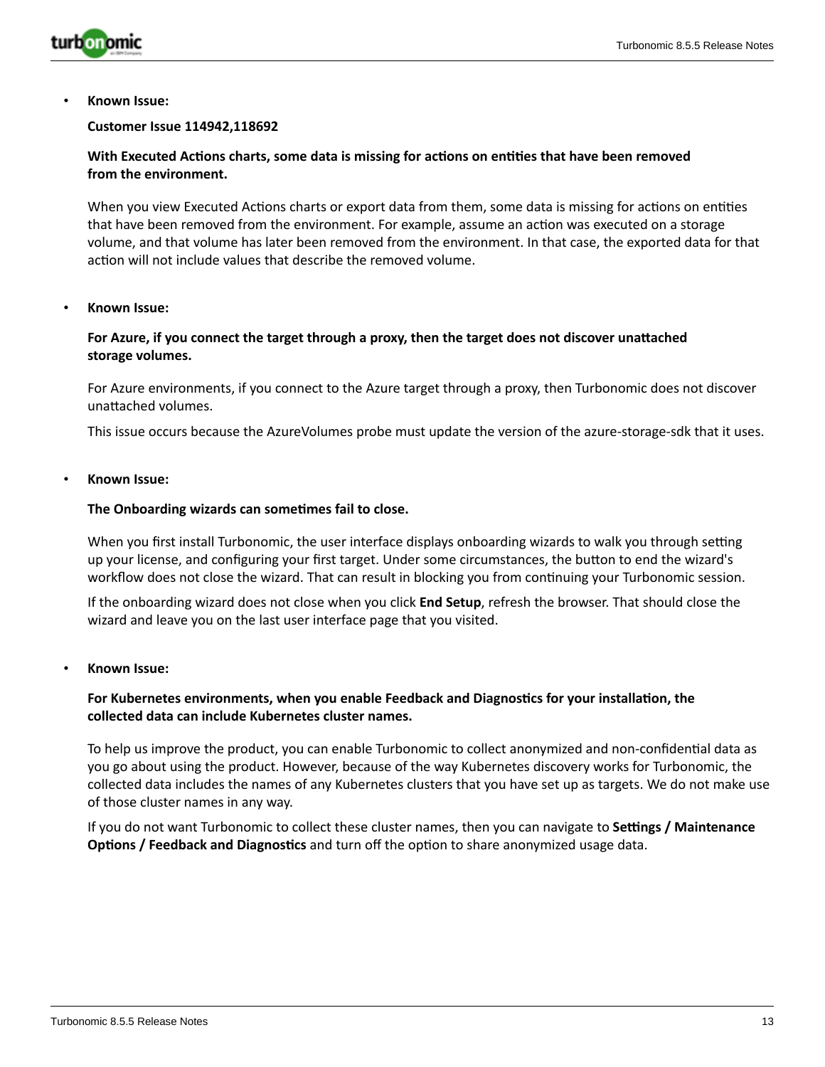- **Known Issue:**

  **Customer Issue 114942,118692**

  **With Executed Actions charts, some data is missing for actions on entities that have been removed from the environment.**

  When you view Executed Actions charts or export data from them, some data is missing for actions on entities that have been removed from the environment. For example, assume an action was executed on a storage volume, and that volume has later been removed from the environment. In that case, the exported data for that action will not include values that describe the removed volume.

- **Known Issue:**

  **For Azure, if you connect the target through a proxy, then the target does not discover unattached storage volumes.**

  For Azure environments, if you connect to the Azure target through a proxy, then Turbonomic does not discover unattached volumes.

  This issue occurs because the AzureVolumes probe must update the version of the azure-storage-sdk that it uses.

- **Known Issue:**

  **The Onboarding wizards can sometimes fail to close.**

  When you first install Turbonomic, the user interface displays onboarding wizards to walk you through setting up your license, and configuring your first target. Under some circumstances, the button to end the wizard's workflow does not close the wizard. That can result in blocking you from continuing your Turbonomic session.

  If the onboarding wizard does not close when you click **End Setup**, refresh the browser. That should close the wizard and leave you on the last user interface page that you visited.

- **Known Issue:**

  **For Kubernetes environments, when you enable Feedback and Diagnostics for your installation, the collected data can include Kubernetes cluster names.**

  To help us improve the product, you can enable Turbonomic to collect anonymized and non-confidential data as you go about using the product. However, because of the way Kubernetes discovery works for Turbonomic, the collected data includes the names of any Kubernetes clusters that you have set up as targets. We do not make use of those cluster names in any way.

  If you do not want Turbonomic to collect these cluster names, then you can navigate to **Settings / Maintenance Options / Feedback and Diagnostics** and turn off the option to share anonymized usage data.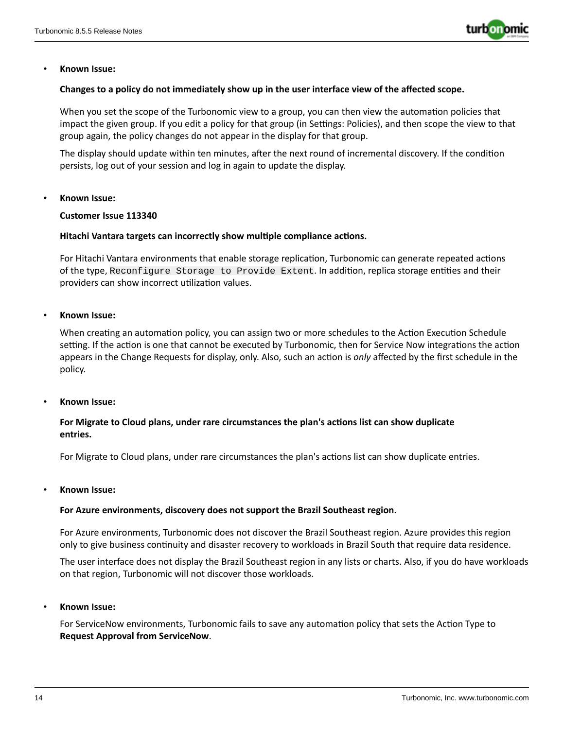- **Known Issue:**

  **Changes to a policy do not immediately show up in the user interface view of the affected scope.**

  When you set the scope of the Turbonomic view to a group, you can then view the automation policies that impact the given group. If you edit a policy for that group (in Settings: Policies), and then scope the view to that group again, the policy changes do not appear in the display for that group.

  The display should update within ten minutes, after the next round of incremental discovery. If the condition persists, log out of your session and log in again to update the display.

- **Known Issue:**

  **Customer Issue 113340**

  **Hitachi Vantara targets can incorrectly show multiple compliance actions.**

  For Hitachi Vantara environments that enable storage replication, Turbonomic can generate repeated actions of the type, `Reconfigure Storage to Provide Extent`. In addition, replica storage entities and their providers can show incorrect utilization values.

- **Known Issue:**

  When creating an automation policy, you can assign two or more schedules to the Action Execution Schedule setting. If the action is one that cannot be executed by Turbonomic, then for Service Now integrations the action appears in the Change Requests for display, only. Also, such an action is *only* affected by the first schedule in the policy.

- **Known Issue:**

  **For Migrate to Cloud plans, under rare circumstances the plan's actions list can show duplicate entries.**

  For Migrate to Cloud plans, under rare circumstances the plan's actions list can show duplicate entries.

- **Known Issue:**

  **For Azure environments, discovery does not support the Brazil Southeast region.**

  For Azure environments, Turbonomic does not discover the Brazil Southeast region. Azure provides this region only to give business continuity and disaster recovery to workloads in Brazil South that require data residence.

  The user interface does not display the Brazil Southeast region in any lists or charts. Also, if you do have workloads on that region, Turbonomic will not discover those workloads.

- **Known Issue:**

  For ServiceNow environments, Turbonomic fails to save any automation policy that sets the Action Type to **Request Approval from ServiceNow**.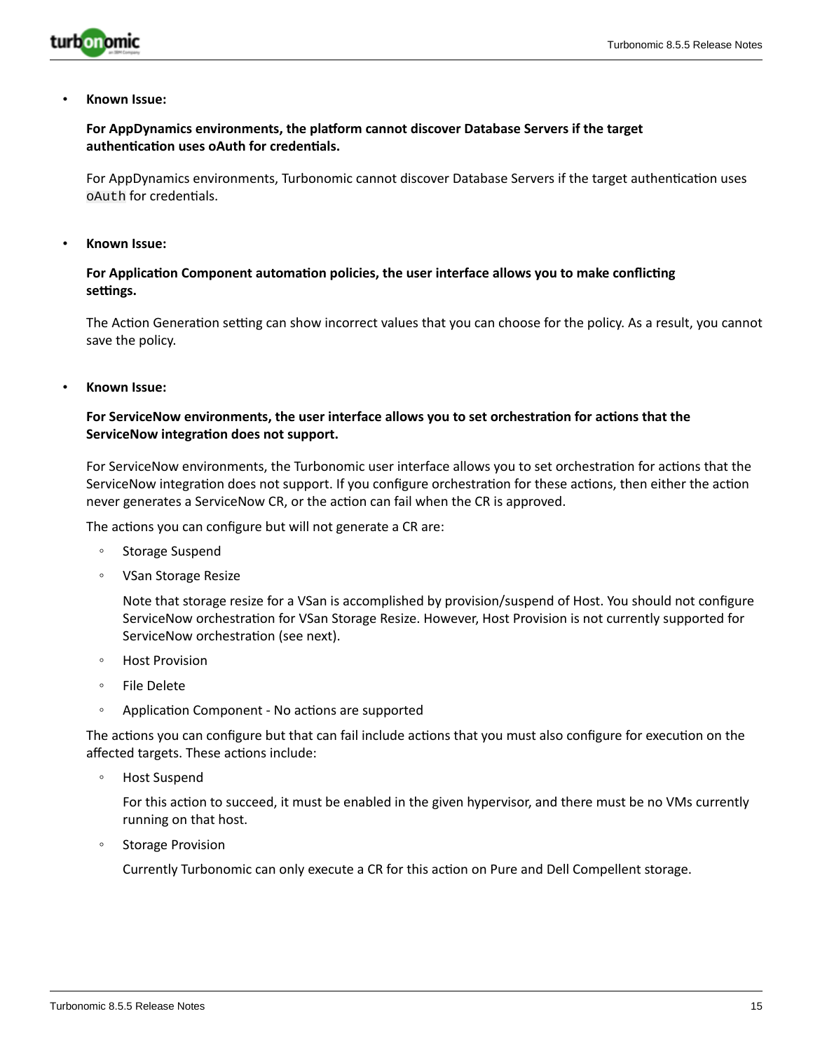- **Known Issue:**

  **For AppDynamics environments, the platform cannot discover Database Servers if the target authentication uses oAuth for credentials.**

  For AppDynamics environments, Turbonomic cannot discover Database Servers if the target authentication uses `oAuth` for credentials.

- **Known Issue:**

  **For Application Component automation policies, the user interface allows you to make conflicting settings.**

  The Action Generation setting can show incorrect values that you can choose for the policy. As a result, you cannot save the policy.

- **Known Issue:**

  **For ServiceNow environments, the user interface allows you to set orchestration for actions that the ServiceNow integration does not support.**

  For ServiceNow environments, the Turbonomic user interface allows you to set orchestration for actions that the ServiceNow integration does not support. If you configure orchestration for these actions, then either the action never generates a ServiceNow CR, or the action can fail when the CR is approved.

  The actions you can configure but will not generate a CR are:

  - Storage Suspend
  - VSan Storage Resize

    Note that storage resize for a VSan is accomplished by provision/suspend of Host. You should not configure ServiceNow orchestration for VSan Storage Resize. However, Host Provision is not currently supported for ServiceNow orchestration (see next).

  - Host Provision
  - File Delete
  - Application Component - No actions are supported

  The actions you can configure but that can fail include actions that you must also configure for execution on the affected targets. These actions include:

  - Host Suspend

    For this action to succeed, it must be enabled in the given hypervisor, and there must be no VMs currently running on that host.

  - Storage Provision

    Currently Turbonomic can only execute a CR for this action on Pure and Dell Compellent storage.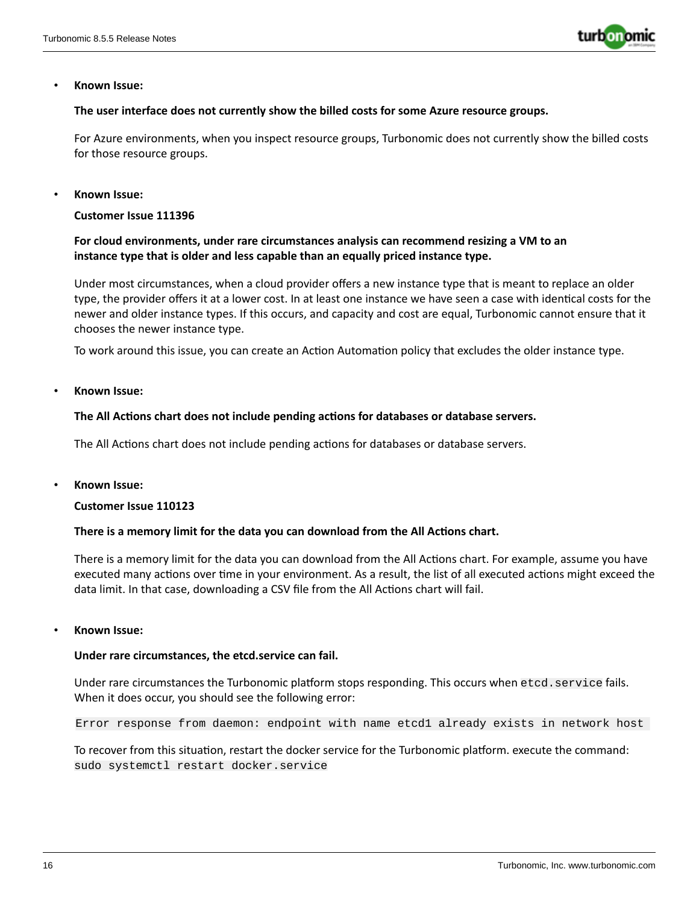- **Known Issue:**

  **The user interface does not currently show the billed costs for some Azure resource groups.**

  For Azure environments, when you inspect resource groups, Turbonomic does not currently show the billed costs for those resource groups.

- **Known Issue:**

  **Customer Issue 111396**

  **For cloud environments, under rare circumstances analysis can recommend resizing a VM to an instance type that is older and less capable than an equally priced instance type.**

  Under most circumstances, when a cloud provider offers a new instance type that is meant to replace an older type, the provider offers it at a lower cost. In at least one instance we have seen a case with identical costs for the newer and older instance types. If this occurs, and capacity and cost are equal, Turbonomic cannot ensure that it chooses the newer instance type.

  To work around this issue, you can create an Action Automation policy that excludes the older instance type.

- **Known Issue:**

  **The All Actions chart does not include pending actions for databases or database servers.**

  The All Actions chart does not include pending actions for databases or database servers.

- **Known Issue:**

  **Customer Issue 110123**

  **There is a memory limit for the data you can download from the All Actions chart.**

  There is a memory limit for the data you can download from the All Actions chart. For example, assume you have executed many actions over time in your environment. As a result, the list of all executed actions might exceed the data limit. In that case, downloading a CSV file from the All Actions chart will fail.

- **Known Issue:**

  **Under rare circumstances, the etcd.service can fail.**

  Under rare circumstances the Turbonomic platform stops responding. This occurs when `etcd.service` fails. When it does occur, you should see the following error:

  ```
  Error response from daemon: endpoint with name etcd1 already exists in network host
  ```

  To recover from this situation, restart the docker service for the Turbonomic platform. execute the command: `sudo systemctl restart docker.service`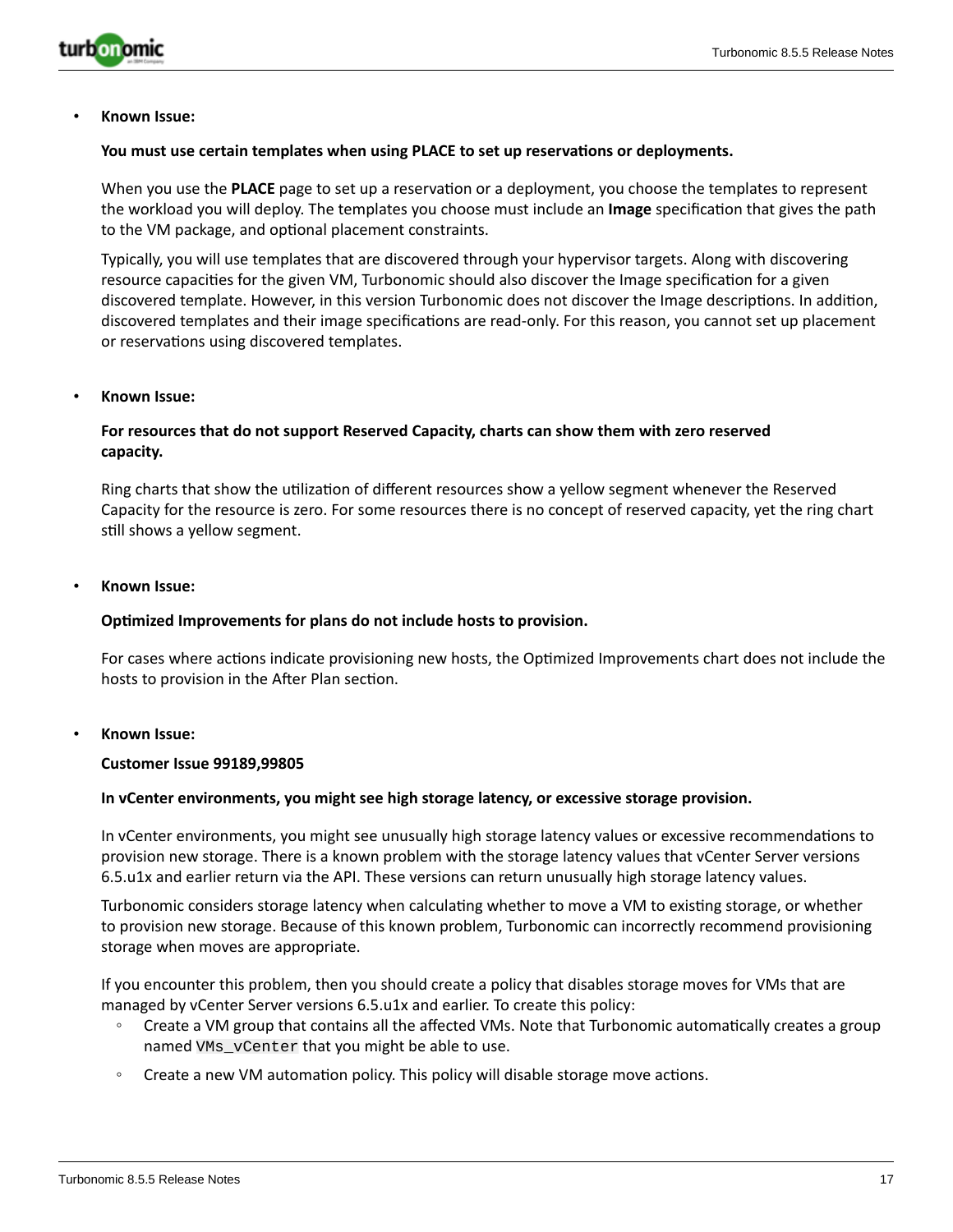- **Known Issue:**

  **You must use certain templates when using PLACE to set up reservations or deployments.**

  When you use the **PLACE** page to set up a reservation or a deployment, you choose the templates to represent the workload you will deploy. The templates you choose must include an **Image** specification that gives the path to the VM package, and optional placement constraints.

  Typically, you will use templates that are discovered through your hypervisor targets. Along with discovering resource capacities for the given VM, Turbonomic should also discover the Image specification for a given discovered template. However, in this version Turbonomic does not discover the Image descriptions. In addition, discovered templates and their image specifications are read-only. For this reason, you cannot set up placement or reservations using discovered templates.

- **Known Issue:**

  **For resources that do not support Reserved Capacity, charts can show them with zero reserved capacity.**

  Ring charts that show the utilization of different resources show a yellow segment whenever the Reserved Capacity for the resource is zero. For some resources there is no concept of reserved capacity, yet the ring chart still shows a yellow segment.

- **Known Issue:**

  **Optimized Improvements for plans do not include hosts to provision.**

  For cases where actions indicate provisioning new hosts, the Optimized Improvements chart does not include the hosts to provision in the After Plan section.

- **Known Issue:**

  **Customer Issue 99189,99805**

  **In vCenter environments, you might see high storage latency, or excessive storage provision.**

  In vCenter environments, you might see unusually high storage latency values or excessive recommendations to provision new storage. There is a known problem with the storage latency values that vCenter Server versions 6.5.u1x and earlier return via the API. These versions can return unusually high storage latency values.

  Turbonomic considers storage latency when calculating whether to move a VM to existing storage, or whether to provision new storage. Because of this known problem, Turbonomic can incorrectly recommend provisioning storage when moves are appropriate.

  If you encounter this problem, then you should create a policy that disables storage moves for VMs that are managed by vCenter Server versions 6.5.u1x and earlier. To create this policy:

  - Create a VM group that contains all the affected VMs. Note that Turbonomic automatically creates a group named `VMs_vCenter` that you might be able to use.
  - Create a new VM automation policy. This policy will disable storage move actions.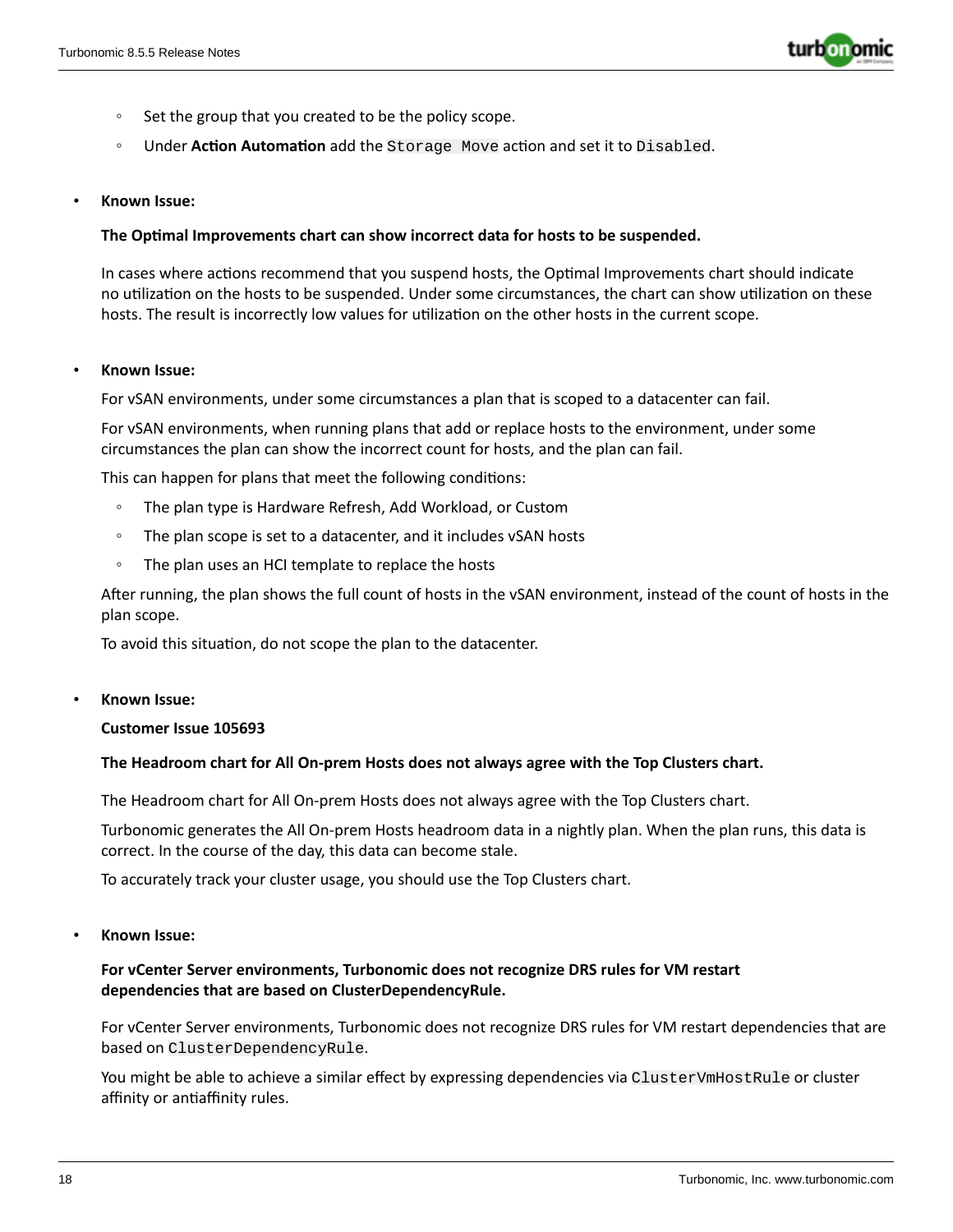- Set the group that you created to be the policy scope.
    - Under **Action Automation** add the `Storage Move` action and set it to `Disabled`.

- **Known Issue:**

  **The Optimal Improvements chart can show incorrect data for hosts to be suspended.**

  In cases where actions recommend that you suspend hosts, the Optimal Improvements chart should indicate no utilization on the hosts to be suspended. Under some circumstances, the chart can show utilization on these hosts. The result is incorrectly low values for utilization on the other hosts in the current scope.

- **Known Issue:**

  For vSAN environments, under some circumstances a plan that is scoped to a datacenter can fail.

  For vSAN environments, when running plans that add or replace hosts to the environment, under some circumstances the plan can show the incorrect count for hosts, and the plan can fail.

  This can happen for plans that meet the following conditions:

    - The plan type is Hardware Refresh, Add Workload, or Custom
    - The plan scope is set to a datacenter, and it includes vSAN hosts
    - The plan uses an HCI template to replace the hosts

  After running, the plan shows the full count of hosts in the vSAN environment, instead of the count of hosts in the plan scope.

  To avoid this situation, do not scope the plan to the datacenter.

- **Known Issue:**

  **Customer Issue 105693**

  **The Headroom chart for All On-prem Hosts does not always agree with the Top Clusters chart.**

  The Headroom chart for All On-prem Hosts does not always agree with the Top Clusters chart.

  Turbonomic generates the All On-prem Hosts headroom data in a nightly plan. When the plan runs, this data is correct. In the course of the day, this data can become stale.

  To accurately track your cluster usage, you should use the Top Clusters chart.

- **Known Issue:**

  **For vCenter Server environments, Turbonomic does not recognize DRS rules for VM restart dependencies that are based on ClusterDependencyRule.**

  For vCenter Server environments, Turbonomic does not recognize DRS rules for VM restart dependencies that are based on `ClusterDependencyRule`.

  You might be able to achieve a similar effect by expressing dependencies via `ClusterVmHostRule` or cluster affinity or antiaffinity rules.